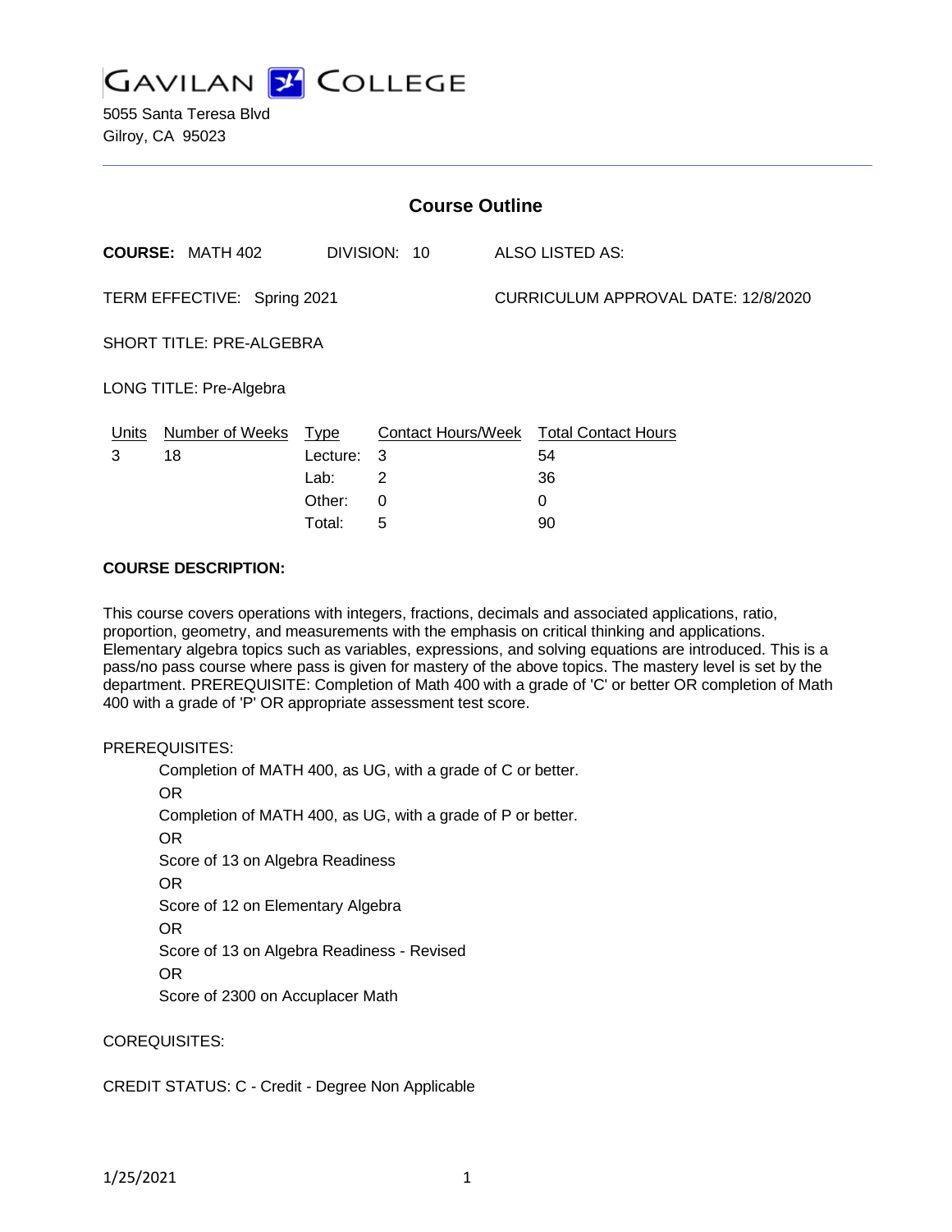# GAVILAN COLLEGE

5055 Santa Teresa Blvd
Gilroy, CA 95023

## Course Outline

**COURSE:** MATH 402 DIVISION: 10 ALSO LISTED AS:

TERM EFFECTIVE: Spring 2021 CURRICULUM APPROVAL DATE: 12/8/2020

SHORT TITLE: PRE-ALGEBRA

LONG TITLE: Pre-Algebra

| Units | Number of Weeks | Type | Contact Hours/Week | Total Contact Hours |
|---|---|---|---|---|
| 3 | 18 | Lecture: | 3 | 54 |
| | | Lab: | 2 | 36 |
| | | Other: | 0 | 0 |
| | | Total: | 5 | 90 |

**COURSE DESCRIPTION:**

This course covers operations with integers, fractions, decimals and associated applications, ratio, proportion, geometry, and measurements with the emphasis on critical thinking and applications. Elementary algebra topics such as variables, expressions, and solving equations are introduced. This is a pass/no pass course where pass is given for mastery of the above topics. The mastery level is set by the department. PREREQUISITE: Completion of Math 400 with a grade of 'C' or better OR completion of Math 400 with a grade of 'P' OR appropriate assessment test score.

PREREQUISITES:

Completion of MATH 400, as UG, with a grade of C or better.
OR
Completion of MATH 400, as UG, with a grade of P or better.
OR
Score of 13 on Algebra Readiness
OR
Score of 12 on Elementary Algebra
OR
Score of 13 on Algebra Readiness - Revised
OR
Score of 2300 on Accuplacer Math

COREQUISITES:

CREDIT STATUS: C - Credit - Degree Non Applicable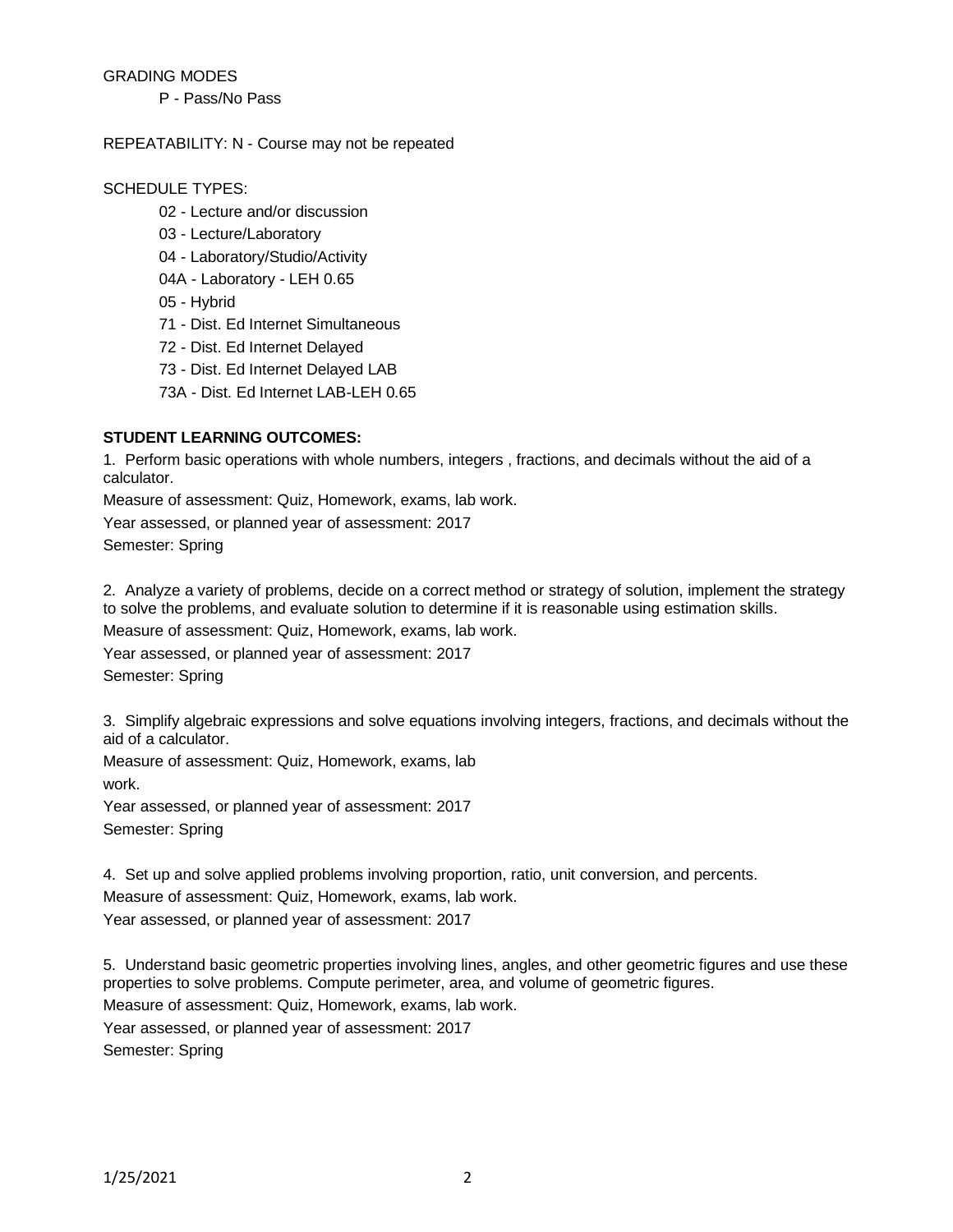GRADING MODES

P - Pass/No Pass

REPEATABILITY: N - Course may not be repeated

SCHEDULE TYPES:

02 - Lecture and/or discussion

03 - Lecture/Laboratory

04 - Laboratory/Studio/Activity

04A - Laboratory - LEH 0.65

05 - Hybrid

71 - Dist. Ed Internet Simultaneous

72 - Dist. Ed Internet Delayed

73 - Dist. Ed Internet Delayed LAB

73A - Dist. Ed Internet LAB-LEH 0.65

**STUDENT LEARNING OUTCOMES:**

1. Perform basic operations with whole numbers, integers , fractions, and decimals without the aid of a calculator.

Measure of assessment: Quiz, Homework, exams, lab work.

Year assessed, or planned year of assessment: 2017

Semester: Spring

2. Analyze a variety of problems, decide on a correct method or strategy of solution, implement the strategy to solve the problems, and evaluate solution to determine if it is reasonable using estimation skills.

Measure of assessment: Quiz, Homework, exams, lab work.

Year assessed, or planned year of assessment: 2017

Semester: Spring

3. Simplify algebraic expressions and solve equations involving integers, fractions, and decimals without the aid of a calculator.

Measure of assessment: Quiz, Homework, exams, lab work.

Year assessed, or planned year of assessment: 2017

Semester: Spring

4. Set up and solve applied problems involving proportion, ratio, unit conversion, and percents.

Measure of assessment: Quiz, Homework, exams, lab work.

Year assessed, or planned year of assessment: 2017

5. Understand basic geometric properties involving lines, angles, and other geometric figures and use these properties to solve problems. Compute perimeter, area, and volume of geometric figures.

Measure of assessment: Quiz, Homework, exams, lab work.

Year assessed, or planned year of assessment: 2017

Semester: Spring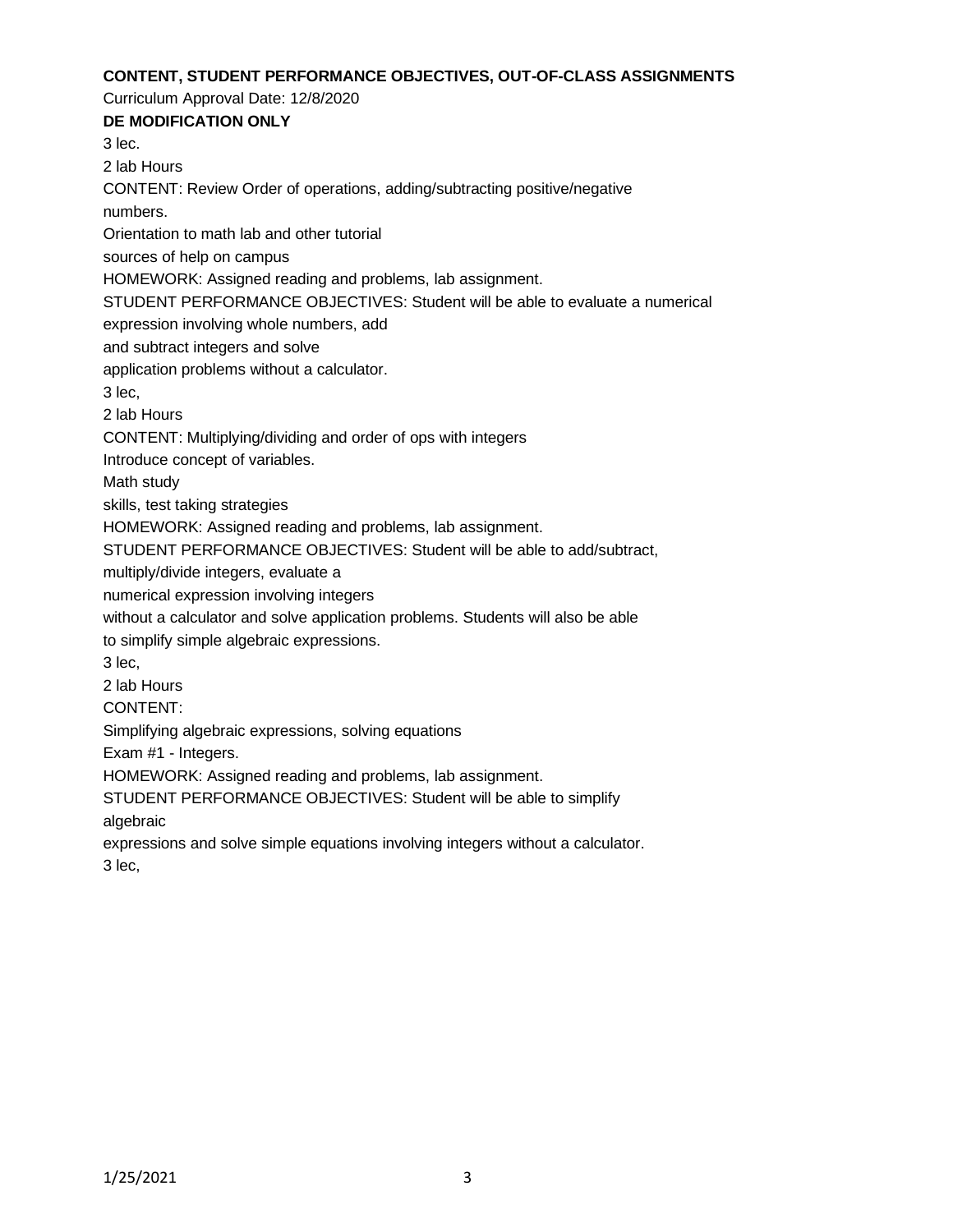**CONTENT, STUDENT PERFORMANCE OBJECTIVES, OUT-OF-CLASS ASSIGNMENTS**

Curriculum Approval Date: 12/8/2020

**DE MODIFICATION ONLY**

3 lec.

2 lab Hours

CONTENT: Review Order of operations, adding/subtracting positive/negative numbers.

Orientation to math lab and other tutorial sources of help on campus

HOMEWORK: Assigned reading and problems, lab assignment.

STUDENT PERFORMANCE OBJECTIVES: Student will be able to evaluate a numerical expression involving whole numbers, add and subtract integers and solve application problems without a calculator.

3 lec,

2 lab Hours

CONTENT: Multiplying/dividing and order of ops with integers

Introduce concept of variables.

Math study skills, test taking strategies

HOMEWORK: Assigned reading and problems, lab assignment.

STUDENT PERFORMANCE OBJECTIVES: Student will be able to add/subtract, multiply/divide integers, evaluate a numerical expression involving integers without a calculator and solve application problems. Students will also be able to simplify simple algebraic expressions.

3 lec,

2 lab Hours

CONTENT:

Simplifying algebraic expressions, solving equations

Exam #1 - Integers.

HOMEWORK: Assigned reading and problems, lab assignment.

STUDENT PERFORMANCE OBJECTIVES: Student will be able to simplify algebraic expressions and solve simple equations involving integers without a calculator.

3 lec,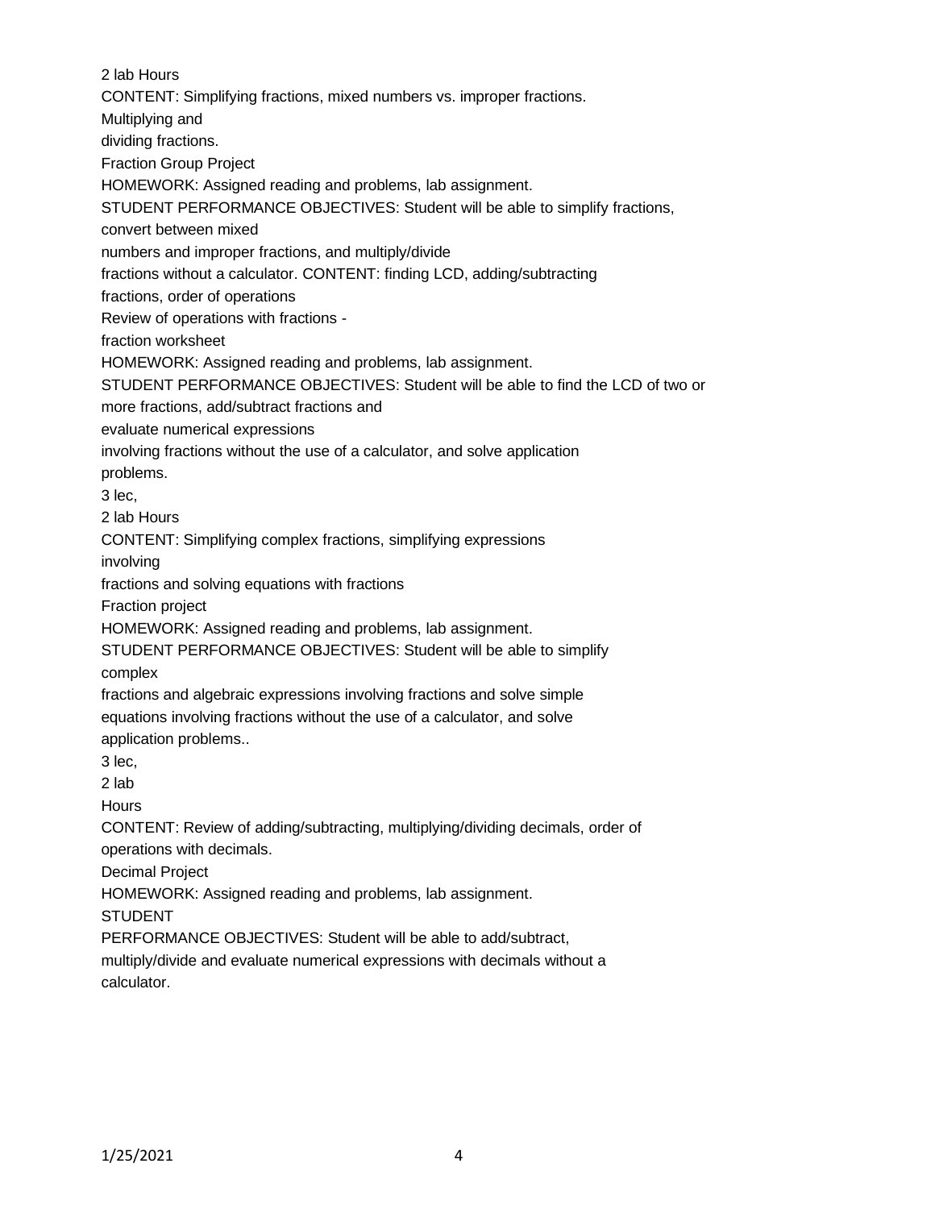2 lab Hours

CONTENT: Simplifying fractions, mixed numbers vs. improper fractions.
Multiplying and
dividing fractions.
Fraction Group Project

HOMEWORK: Assigned reading and problems, lab assignment.

STUDENT PERFORMANCE OBJECTIVES: Student will be able to simplify fractions, convert between mixed numbers and improper fractions, and multiply/divide fractions without a calculator. CONTENT: finding LCD, adding/subtracting fractions, order of operations
Review of operations with fractions - fraction worksheet

HOMEWORK: Assigned reading and problems, lab assignment.

STUDENT PERFORMANCE OBJECTIVES: Student will be able to find the LCD of two or more fractions, add/subtract fractions and evaluate numerical expressions involving fractions without the use of a calculator, and solve application problems.

3 lec,
2 lab Hours

CONTENT: Simplifying complex fractions, simplifying expressions involving fractions and solving equations with fractions
Fraction project

HOMEWORK: Assigned reading and problems, lab assignment.

STUDENT PERFORMANCE OBJECTIVES: Student will be able to simplify complex fractions and algebraic expressions involving fractions and solve simple equations involving fractions without the use of a calculator, and solve application problems..

3 lec,
2 lab
Hours

CONTENT: Review of adding/subtracting, multiplying/dividing decimals, order of operations with decimals.
Decimal Project

HOMEWORK: Assigned reading and problems, lab assignment.

STUDENT PERFORMANCE OBJECTIVES: Student will be able to add/subtract, multiply/divide and evaluate numerical expressions with decimals without a calculator.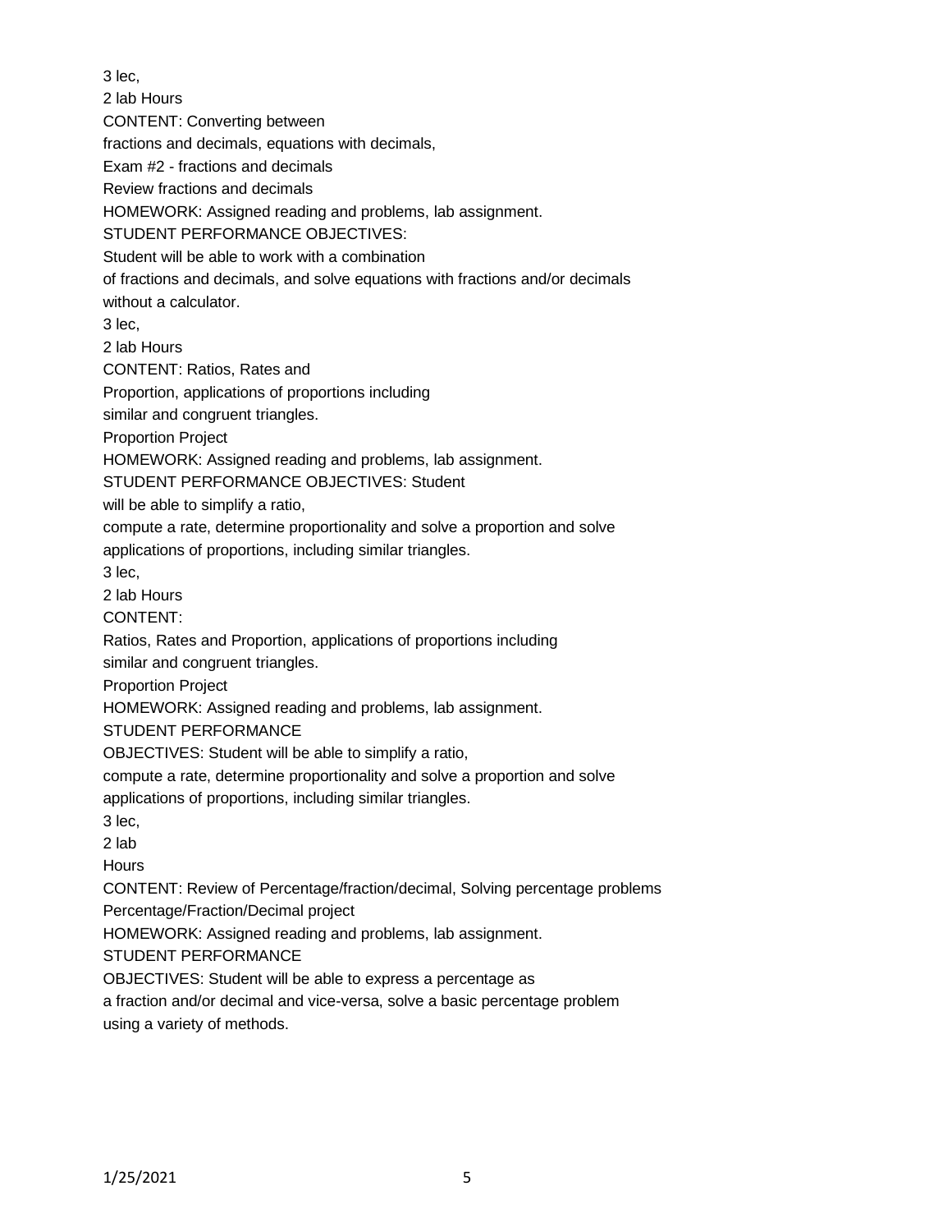3 lec,
2 lab Hours
CONTENT: Converting between
fractions and decimals, equations with decimals,
Exam #2 - fractions and decimals
Review fractions and decimals
HOMEWORK: Assigned reading and problems, lab assignment.
STUDENT PERFORMANCE OBJECTIVES:
Student will be able to work with a combination
of fractions and decimals, and solve equations with fractions and/or decimals
without a calculator.
3 lec,
2 lab Hours
CONTENT: Ratios, Rates and
Proportion, applications of proportions including
similar and congruent triangles.
Proportion Project
HOMEWORK: Assigned reading and problems, lab assignment.
STUDENT PERFORMANCE OBJECTIVES: Student
will be able to simplify a ratio,
compute a rate, determine proportionality and solve a proportion and solve
applications of proportions, including similar triangles.
3 lec,
2 lab Hours
CONTENT:
Ratios, Rates and Proportion, applications of proportions including
similar and congruent triangles.
Proportion Project
HOMEWORK: Assigned reading and problems, lab assignment.
STUDENT PERFORMANCE
OBJECTIVES: Student will be able to simplify a ratio,
compute a rate, determine proportionality and solve a proportion and solve
applications of proportions, including similar triangles.
3 lec,
2 lab
Hours
CONTENT: Review of Percentage/fraction/decimal, Solving percentage problems
Percentage/Fraction/Decimal project
HOMEWORK: Assigned reading and problems, lab assignment.
STUDENT PERFORMANCE
OBJECTIVES: Student will be able to express a percentage as
a fraction and/or decimal and vice-versa, solve a basic percentage problem
using a variety of methods.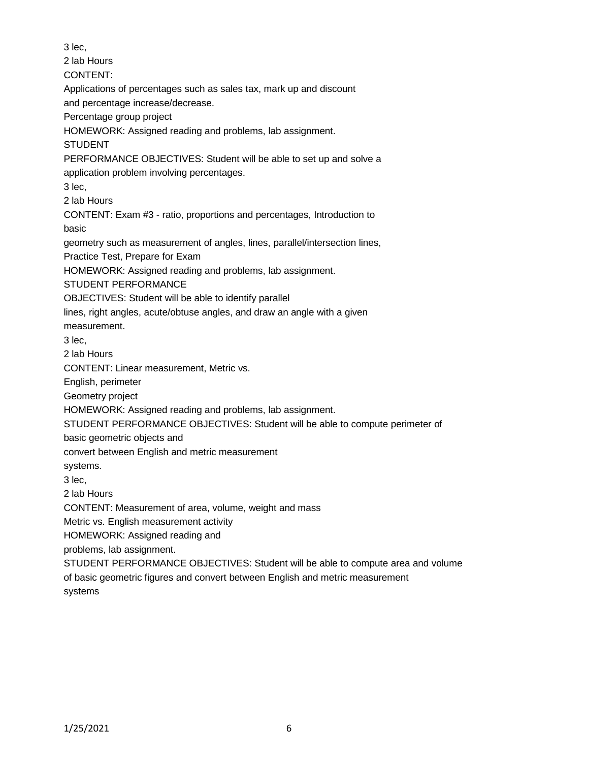3 lec,

2 lab Hours

CONTENT:

Applications of percentages such as sales tax, mark up and discount and percentage increase/decrease.

Percentage group project

HOMEWORK: Assigned reading and problems, lab assignment.

STUDENT PERFORMANCE OBJECTIVES: Student will be able to set up and solve a application problem involving percentages.

3 lec,

2 lab Hours

CONTENT: Exam #3 - ratio, proportions and percentages, Introduction to basic geometry such as measurement of angles, lines, parallel/intersection lines, Practice Test, Prepare for Exam

HOMEWORK: Assigned reading and problems, lab assignment.

STUDENT PERFORMANCE OBJECTIVES: Student will be able to identify parallel lines, right angles, acute/obtuse angles, and draw an angle with a given measurement.

3 lec,

2 lab Hours

CONTENT: Linear measurement, Metric vs. English, perimeter

Geometry project

HOMEWORK: Assigned reading and problems, lab assignment.

STUDENT PERFORMANCE OBJECTIVES: Student will be able to compute perimeter of basic geometric objects and convert between English and metric measurement systems.

3 lec,

2 lab Hours

CONTENT: Measurement of area, volume, weight and mass

Metric vs. English measurement activity

HOMEWORK: Assigned reading and problems, lab assignment.

STUDENT PERFORMANCE OBJECTIVES: Student will be able to compute area and volume of basic geometric figures and convert between English and metric measurement systems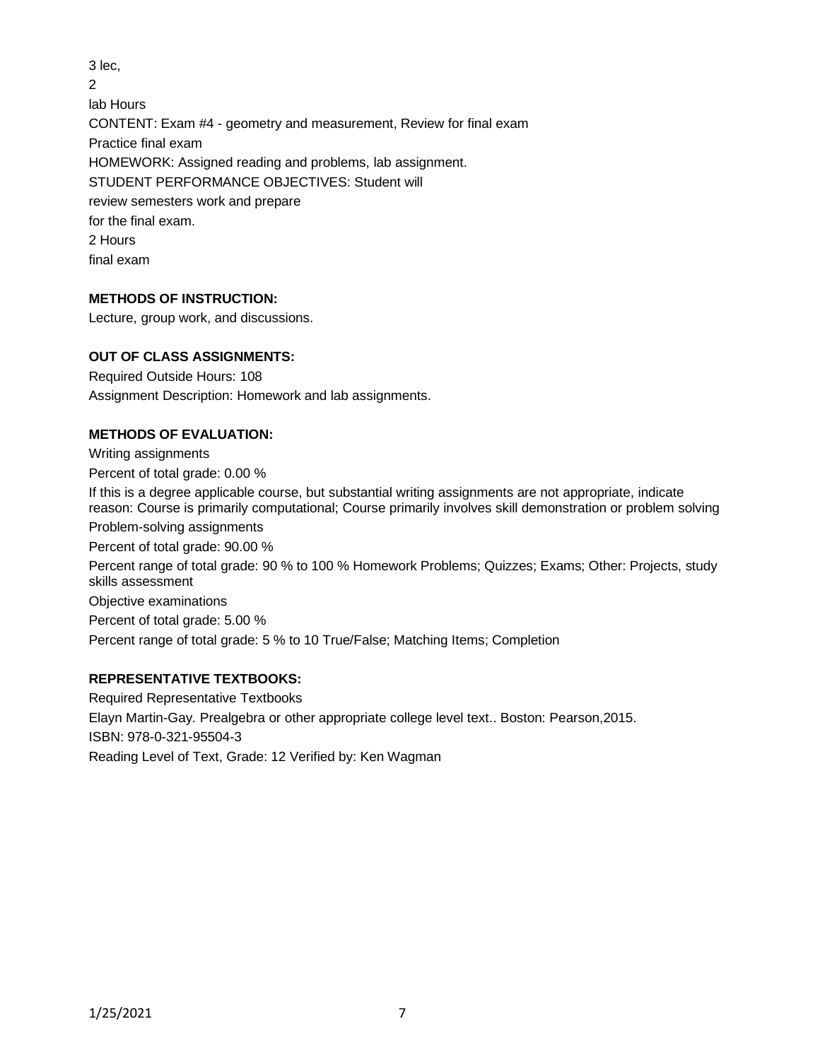3 lec,
2
lab Hours
CONTENT: Exam #4 - geometry and measurement, Review for final exam
Practice final exam
HOMEWORK: Assigned reading and problems, lab assignment.
STUDENT PERFORMANCE OBJECTIVES: Student will
review semesters work and prepare
for the final exam.
2 Hours
final exam

**METHODS OF INSTRUCTION:**

Lecture, group work, and discussions.

**OUT OF CLASS ASSIGNMENTS:**

Required Outside Hours: 108
Assignment Description: Homework and lab assignments.

**METHODS OF EVALUATION:**

Writing assignments
Percent of total grade: 0.00 %
If this is a degree applicable course, but substantial writing assignments are not appropriate, indicate reason: Course is primarily computational; Course primarily involves skill demonstration or problem solving
Problem-solving assignments
Percent of total grade: 90.00 %
Percent range of total grade: 90 % to 100 % Homework Problems; Quizzes; Exams; Other: Projects, study skills assessment
Objective examinations
Percent of total grade: 5.00 %
Percent range of total grade: 5 % to 10 True/False; Matching Items; Completion

**REPRESENTATIVE TEXTBOOKS:**

Required Representative Textbooks
Elayn Martin-Gay. Prealgebra or other appropriate college level text.. Boston: Pearson,2015.
ISBN: 978-0-321-95504-3
Reading Level of Text, Grade: 12 Verified by: Ken Wagman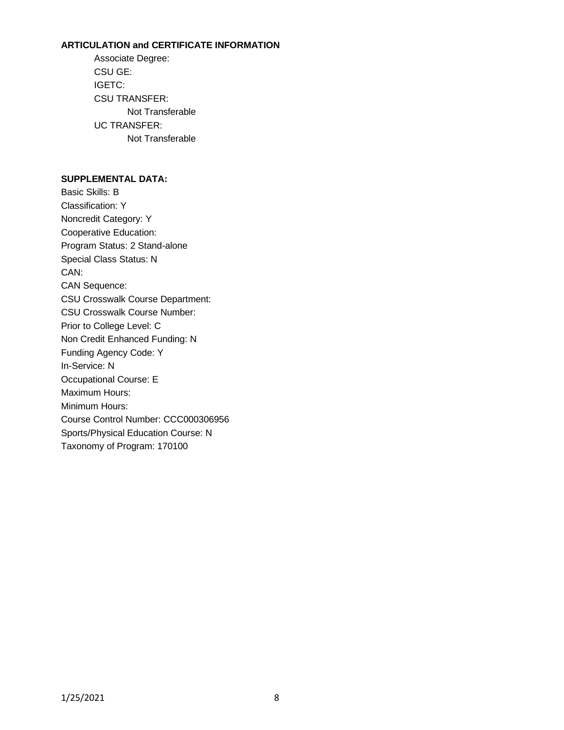**ARTICULATION and CERTIFICATE INFORMATION**

Associate Degree:
CSU GE:
IGETC:
CSU TRANSFER:
Not Transferable
UC TRANSFER:
Not Transferable

**SUPPLEMENTAL DATA:**

Basic Skills: B
Classification: Y
Noncredit Category: Y
Cooperative Education:
Program Status: 2 Stand-alone
Special Class Status: N
CAN:
CAN Sequence:
CSU Crosswalk Course Department:
CSU Crosswalk Course Number:
Prior to College Level: C
Non Credit Enhanced Funding: N
Funding Agency Code: Y
In-Service: N
Occupational Course: E
Maximum Hours:
Minimum Hours:
Course Control Number: CCC000306956
Sports/Physical Education Course: N
Taxonomy of Program: 170100